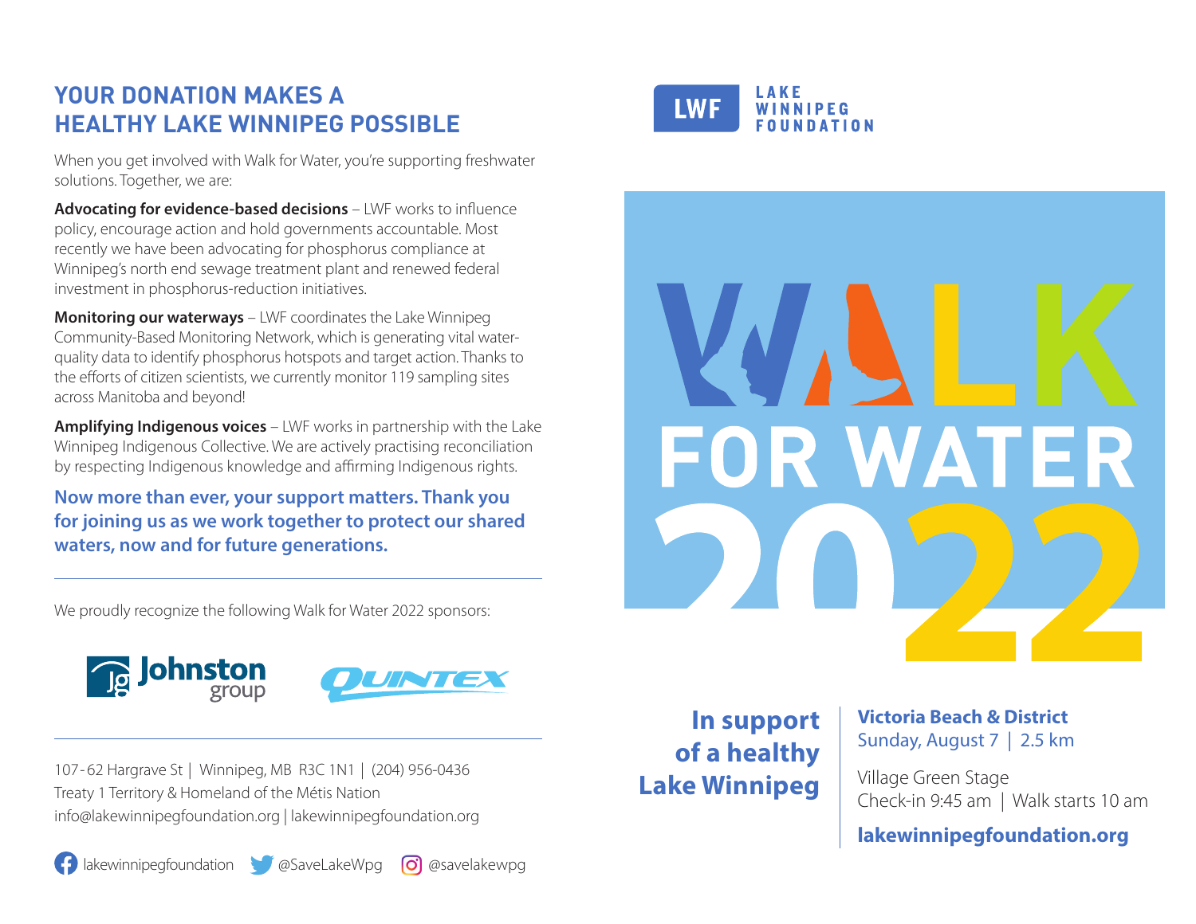## YOUR DONATION MAKES A HEALTHY LAKE WINNIPEG POSSIBLE

When you get involved with Walk for Water, you're supporting freshwater solutions. Together, we are:

**Advocating for evidence-based decisions** – LWF works to influence policy, encourage action and hold governments accountable. Most recently we have been advocating for phosphorus compliance at Winnipeg's north end sewage treatment plant and renewed federal investment in phosphorus-reduction initiatives.

**Monitoring our waterways** – LWF coordinates the Lake Winnipeg Community-Based Monitoring Network, which is generating vital water-quality data to identify phosphorus hotspots and target action. Thanks to the efforts of citizen scientists, we currently monitor 119 sampling sites across Manitoba and beyond!

**Amplifying Indigenous voices** – LWF works in partnership with the Lake Winnipeg Indigenous Collective. We are actively practising reconciliation by respecting Indigenous knowledge and affirming Indigenous rights.

**Now more than ever, your support matters. Thank you for joining us as we work together to protect our shared waters, now and for future generations.**

---

We proudly recognize the following Walk for Water 2022 sponsors:

Johnston group

QUINTEX

---

107-62 Hargrave St | Winnipeg, MB R3C 1N1 | (204) 956-0436
Treaty 1 Territory & Homeland of the Métis Nation
info@lakewinnipegfoundation.org | lakewinnipegfoundation.org

lakewinnipegfoundation @SaveLakeWpg @savelakewpg

LWF LAKE WINNIPEG FOUNDATION

# WALK FOR WATER 2022

**In support of a healthy Lake Winnipeg**

**Victoria Beach & District**
Sunday, August 7 | 2.5 km

Village Green Stage
Check-in 9:45 am | Walk starts 10 am

**lakewinnipegfoundation.org**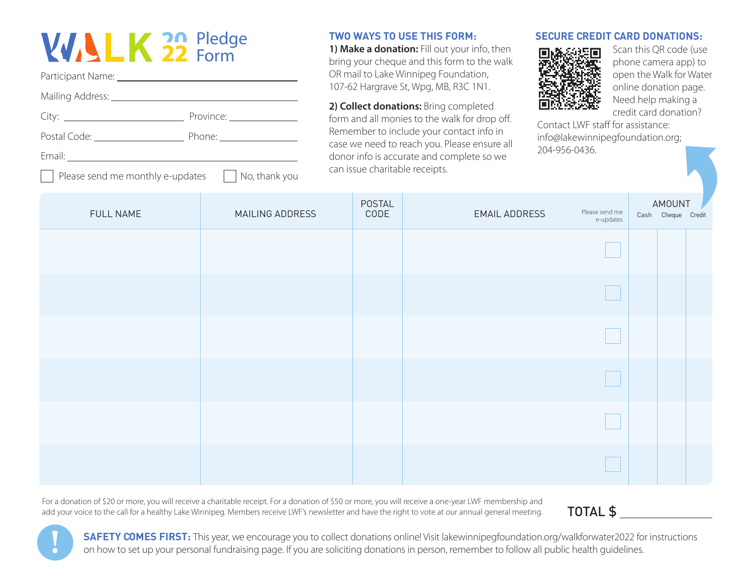# WALK 2022 Pledge Form

Participant Name: ______________________

Mailing Address: ______________________

City: ______________ Province: ______________

Postal Code: ______________ Phone: ______________

Email: ______________________

☐ Please send me monthly e-updates ☐ No, thank you

**TWO WAYS TO USE THIS FORM:**

**1) Make a donation:** Fill out your info, then bring your cheque and this form to the walk OR mail to Lake Winnipeg Foundation, 107-62 Hargrave St, Wpg, MB, R3C 1N1.

**2) Collect donations:** Bring completed form and all monies to the walk for drop off. Remember to include your contact info in case we need to reach you. Please ensure all donor info is accurate and complete so we can issue charitable receipts.

**SECURE CREDIT CARD DONATIONS:**

Scan this QR code (use phone camera app) to open the Walk for Water online donation page. Need help making a credit card donation? Contact LWF staff for assistance: info@lakewinnipegfoundation.org; 204-956-0436.

| FULL NAME | MAILING ADDRESS | POSTAL CODE | EMAIL ADDRESS | Please send me e-updates | AMOUNT | | |
|---|---|---|---|---|---|---|---|
| | | | | | Cash | Cheque | Credit |
| | | | | ☐ | | | |
| | | | | ☐ | | | |
| | | | | ☐ | | | |
| | | | | ☐ | | | |
| | | | | ☐ | | | |
| | | | | ☐ | | | |

For a donation of $20 or more, you will receive a charitable receipt. For a donation of $50 or more, you will receive a one-year LWF membership and add your voice to the call for a healthy Lake Winnipeg. Members receive LWF's newsletter and have the right to vote at our annual general meeting.

TOTAL $ ______________

**SAFETY COMES FIRST:** This year, we encourage you to collect donations online! Visit lakewinnipegfoundation.org/walkforwater2022 for instructions on how to set up your personal fundraising page. If you are soliciting donations in person, remember to follow all public health guidelines.